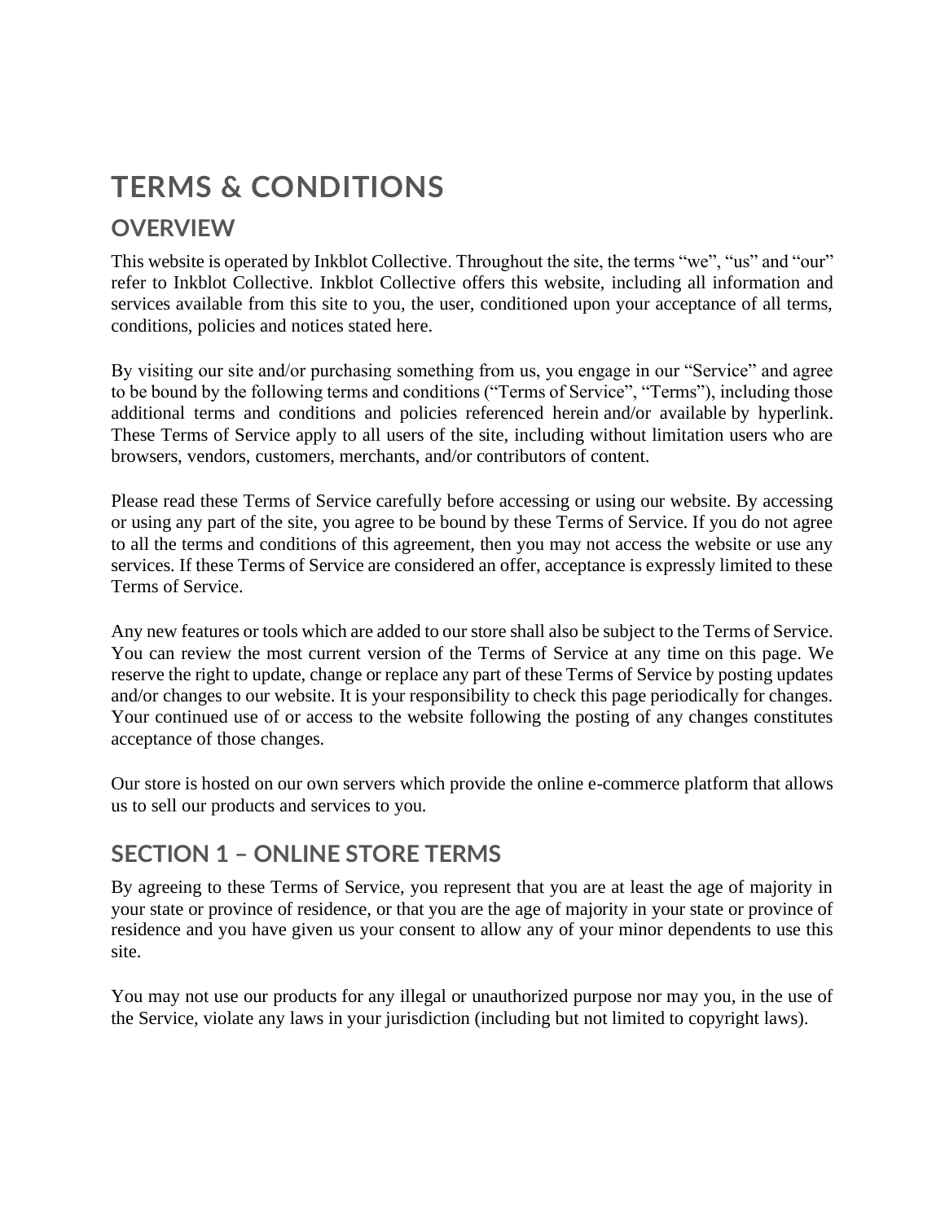# TERMS & CONDITIONS

## OVERVIEW

This website is operated by Inkblot Collective. Throughout the site, the terms "we", "us" and "our" refer to Inkblot Collective. Inkblot Collective offers this website, including all information and services available from this site to you, the user, conditioned upon your acceptance of all terms, conditions, policies and notices stated here.

By visiting our site and/or purchasing something from us, you engage in our "Service" and agree to be bound by the following terms and conditions ("Terms of Service", "Terms"), including those additional terms and conditions and policies referenced herein and/or available by hyperlink. These Terms of Service apply to all users of the site, including without limitation users who are browsers, vendors, customers, merchants, and/or contributors of content.

Please read these Terms of Service carefully before accessing or using our website. By accessing or using any part of the site, you agree to be bound by these Terms of Service. If you do not agree to all the terms and conditions of this agreement, then you may not access the website or use any services. If these Terms of Service are considered an offer, acceptance is expressly limited to these Terms of Service.

Any new features or tools which are added to our store shall also be subject to the Terms of Service. You can review the most current version of the Terms of Service at any time on this page. We reserve the right to update, change or replace any part of these Terms of Service by posting updates and/or changes to our website. It is your responsibility to check this page periodically for changes. Your continued use of or access to the website following the posting of any changes constitutes acceptance of those changes.

Our store is hosted on our own servers which provide the online e-commerce platform that allows us to sell our products and services to you.

## SECTION 1 – ONLINE STORE TERMS

By agreeing to these Terms of Service, you represent that you are at least the age of majority in your state or province of residence, or that you are the age of majority in your state or province of residence and you have given us your consent to allow any of your minor dependents to use this site.

You may not use our products for any illegal or unauthorized purpose nor may you, in the use of the Service, violate any laws in your jurisdiction (including but not limited to copyright laws).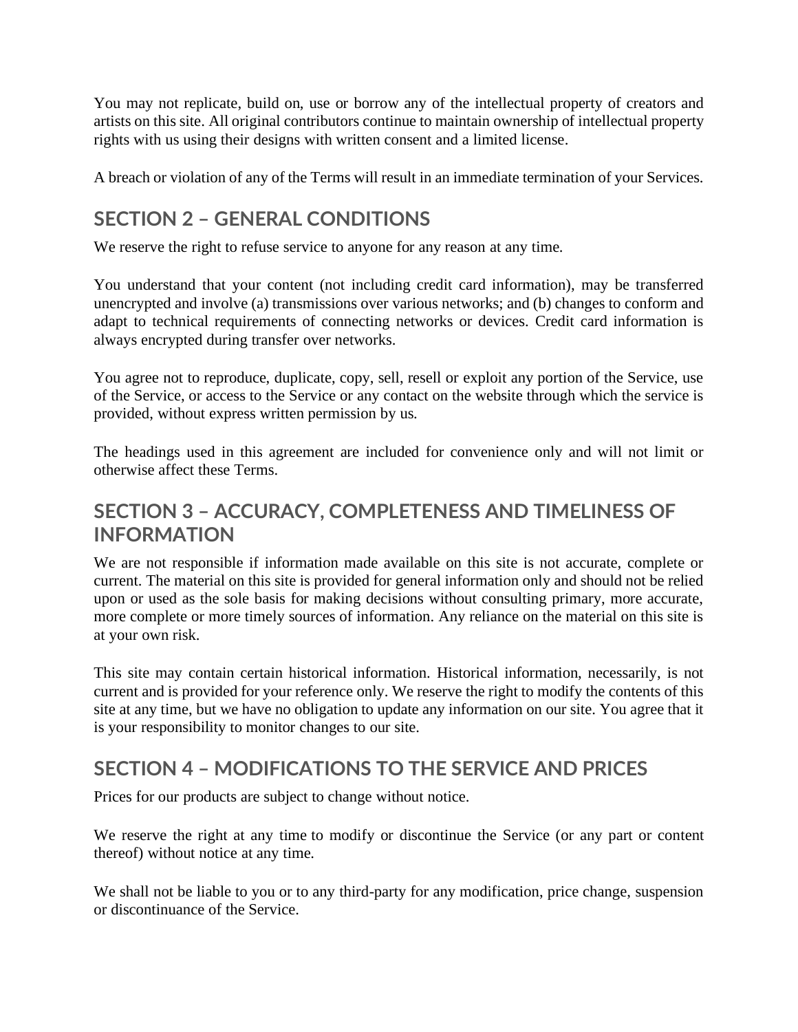You may not replicate, build on, use or borrow any of the intellectual property of creators and artists on this site. All original contributors continue to maintain ownership of intellectual property rights with us using their designs with written consent and a limited license.

A breach or violation of any of the Terms will result in an immediate termination of your Services.

## SECTION 2 – GENERAL CONDITIONS

We reserve the right to refuse service to anyone for any reason at any time.

You understand that your content (not including credit card information), may be transferred unencrypted and involve (a) transmissions over various networks; and (b) changes to conform and adapt to technical requirements of connecting networks or devices. Credit card information is always encrypted during transfer over networks.

You agree not to reproduce, duplicate, copy, sell, resell or exploit any portion of the Service, use of the Service, or access to the Service or any contact on the website through which the service is provided, without express written permission by us.

The headings used in this agreement are included for convenience only and will not limit or otherwise affect these Terms.

## SECTION 3 – ACCURACY, COMPLETENESS AND TIMELINESS OF INFORMATION

We are not responsible if information made available on this site is not accurate, complete or current. The material on this site is provided for general information only and should not be relied upon or used as the sole basis for making decisions without consulting primary, more accurate, more complete or more timely sources of information. Any reliance on the material on this site is at your own risk.

This site may contain certain historical information. Historical information, necessarily, is not current and is provided for your reference only. We reserve the right to modify the contents of this site at any time, but we have no obligation to update any information on our site. You agree that it is your responsibility to monitor changes to our site.

## SECTION 4 – MODIFICATIONS TO THE SERVICE AND PRICES

Prices for our products are subject to change without notice.

We reserve the right at any time to modify or discontinue the Service (or any part or content thereof) without notice at any time.

We shall not be liable to you or to any third-party for any modification, price change, suspension or discontinuance of the Service.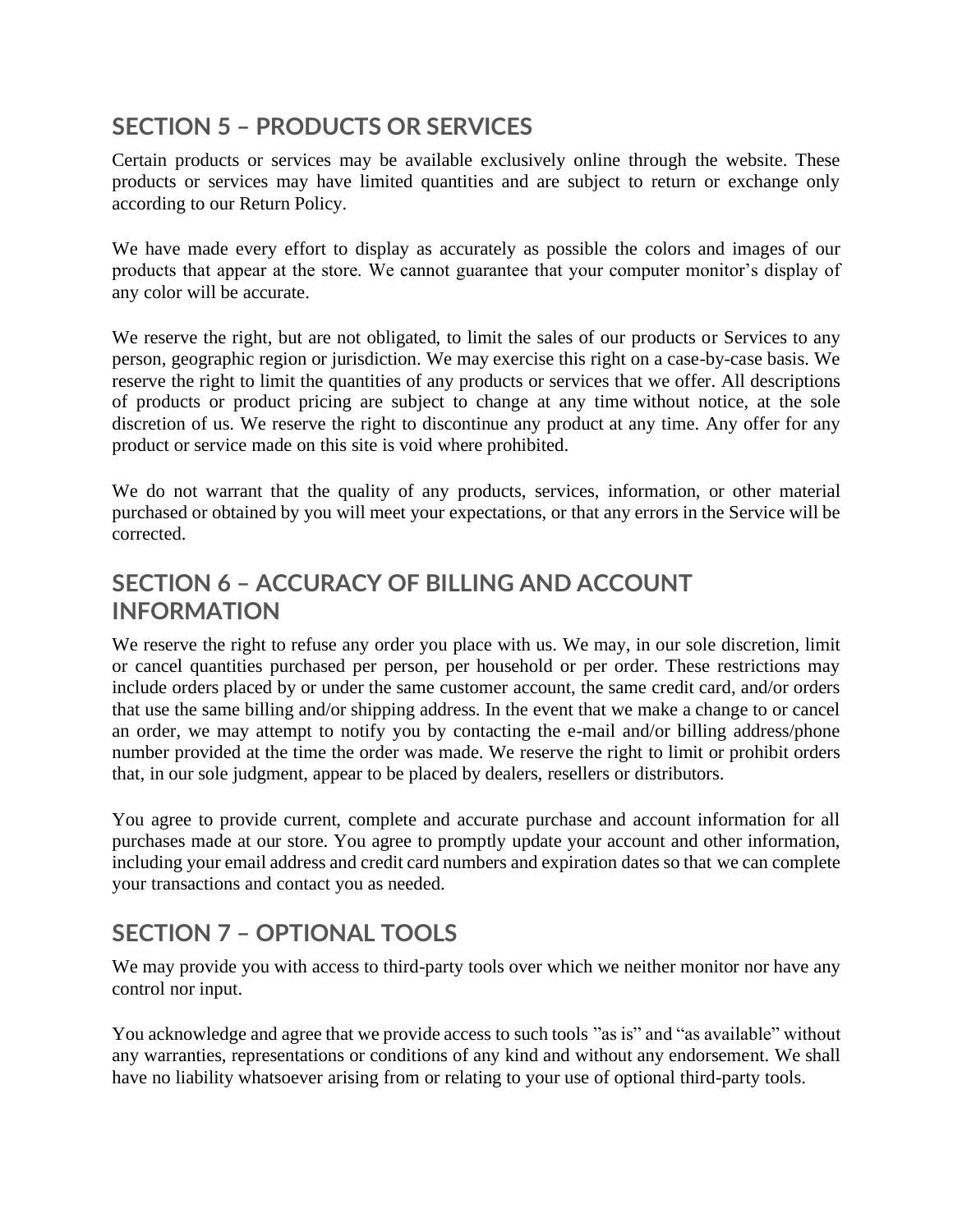## SECTION 5 – PRODUCTS OR SERVICES

Certain products or services may be available exclusively online through the website. These products or services may have limited quantities and are subject to return or exchange only according to our Return Policy.

We have made every effort to display as accurately as possible the colors and images of our products that appear at the store. We cannot guarantee that your computer monitor's display of any color will be accurate.

We reserve the right, but are not obligated, to limit the sales of our products or Services to any person, geographic region or jurisdiction. We may exercise this right on a case-by-case basis. We reserve the right to limit the quantities of any products or services that we offer. All descriptions of products or product pricing are subject to change at any time without notice, at the sole discretion of us. We reserve the right to discontinue any product at any time. Any offer for any product or service made on this site is void where prohibited.

We do not warrant that the quality of any products, services, information, or other material purchased or obtained by you will meet your expectations, or that any errors in the Service will be corrected.

## SECTION 6 – ACCURACY OF BILLING AND ACCOUNT INFORMATION

We reserve the right to refuse any order you place with us. We may, in our sole discretion, limit or cancel quantities purchased per person, per household or per order. These restrictions may include orders placed by or under the same customer account, the same credit card, and/or orders that use the same billing and/or shipping address. In the event that we make a change to or cancel an order, we may attempt to notify you by contacting the e-mail and/or billing address/phone number provided at the time the order was made. We reserve the right to limit or prohibit orders that, in our sole judgment, appear to be placed by dealers, resellers or distributors.

You agree to provide current, complete and accurate purchase and account information for all purchases made at our store. You agree to promptly update your account and other information, including your email address and credit card numbers and expiration dates so that we can complete your transactions and contact you as needed.

## SECTION 7 – OPTIONAL TOOLS

We may provide you with access to third-party tools over which we neither monitor nor have any control nor input.

You acknowledge and agree that we provide access to such tools "as is" and "as available" without any warranties, representations or conditions of any kind and without any endorsement. We shall have no liability whatsoever arising from or relating to your use of optional third-party tools.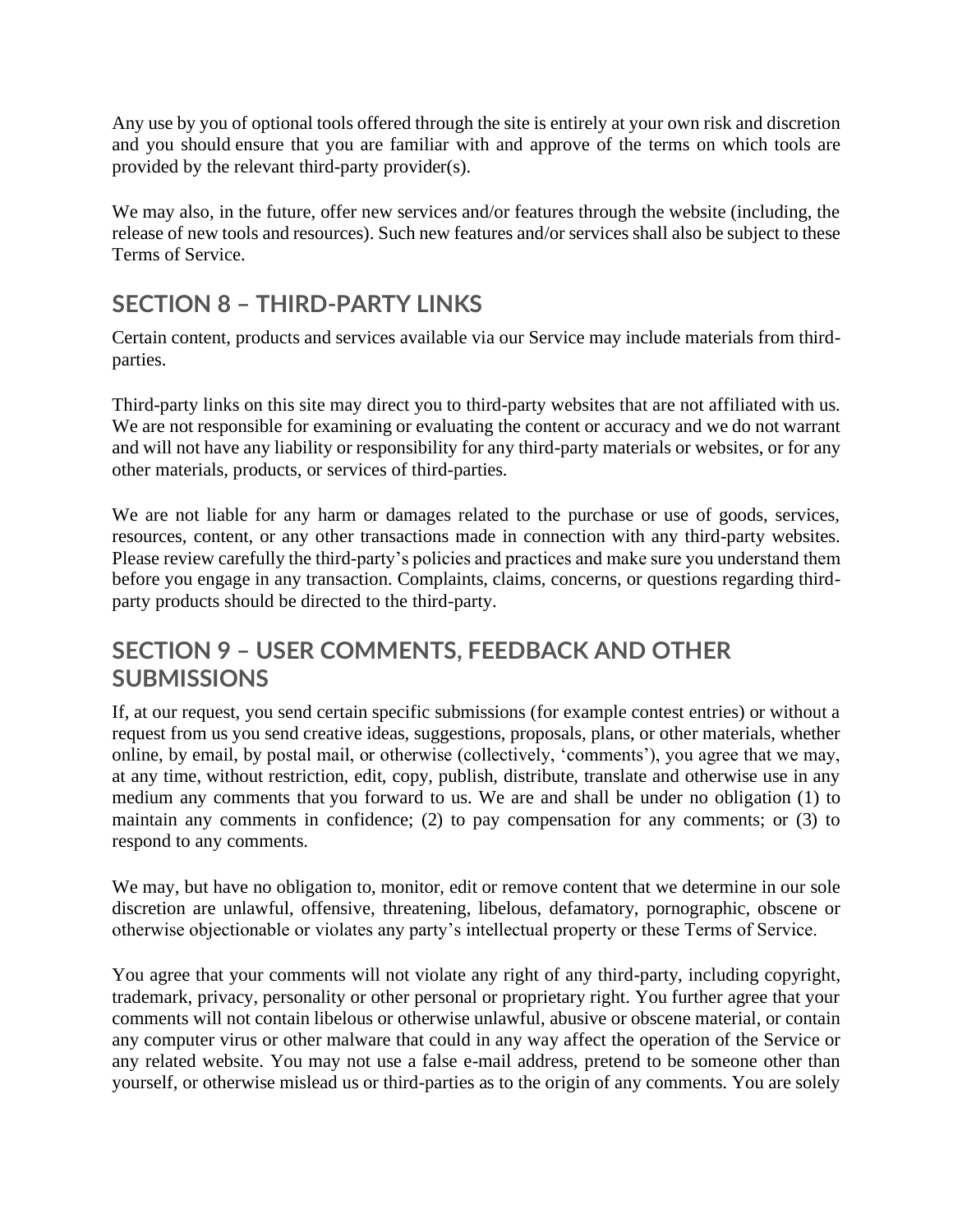Any use by you of optional tools offered through the site is entirely at your own risk and discretion and you should ensure that you are familiar with and approve of the terms on which tools are provided by the relevant third-party provider(s).

We may also, in the future, offer new services and/or features through the website (including, the release of new tools and resources). Such new features and/or services shall also be subject to these Terms of Service.

## SECTION 8 – THIRD-PARTY LINKS

Certain content, products and services available via our Service may include materials from third-parties.

Third-party links on this site may direct you to third-party websites that are not affiliated with us. We are not responsible for examining or evaluating the content or accuracy and we do not warrant and will not have any liability or responsibility for any third-party materials or websites, or for any other materials, products, or services of third-parties.

We are not liable for any harm or damages related to the purchase or use of goods, services, resources, content, or any other transactions made in connection with any third-party websites. Please review carefully the third-party's policies and practices and make sure you understand them before you engage in any transaction. Complaints, claims, concerns, or questions regarding third-party products should be directed to the third-party.

## SECTION 9 – USER COMMENTS, FEEDBACK AND OTHER SUBMISSIONS

If, at our request, you send certain specific submissions (for example contest entries) or without a request from us you send creative ideas, suggestions, proposals, plans, or other materials, whether online, by email, by postal mail, or otherwise (collectively, 'comments'), you agree that we may, at any time, without restriction, edit, copy, publish, distribute, translate and otherwise use in any medium any comments that you forward to us. We are and shall be under no obligation (1) to maintain any comments in confidence; (2) to pay compensation for any comments; or (3) to respond to any comments.

We may, but have no obligation to, monitor, edit or remove content that we determine in our sole discretion are unlawful, offensive, threatening, libelous, defamatory, pornographic, obscene or otherwise objectionable or violates any party's intellectual property or these Terms of Service.

You agree that your comments will not violate any right of any third-party, including copyright, trademark, privacy, personality or other personal or proprietary right. You further agree that your comments will not contain libelous or otherwise unlawful, abusive or obscene material, or contain any computer virus or other malware that could in any way affect the operation of the Service or any related website. You may not use a false e-mail address, pretend to be someone other than yourself, or otherwise mislead us or third-parties as to the origin of any comments. You are solely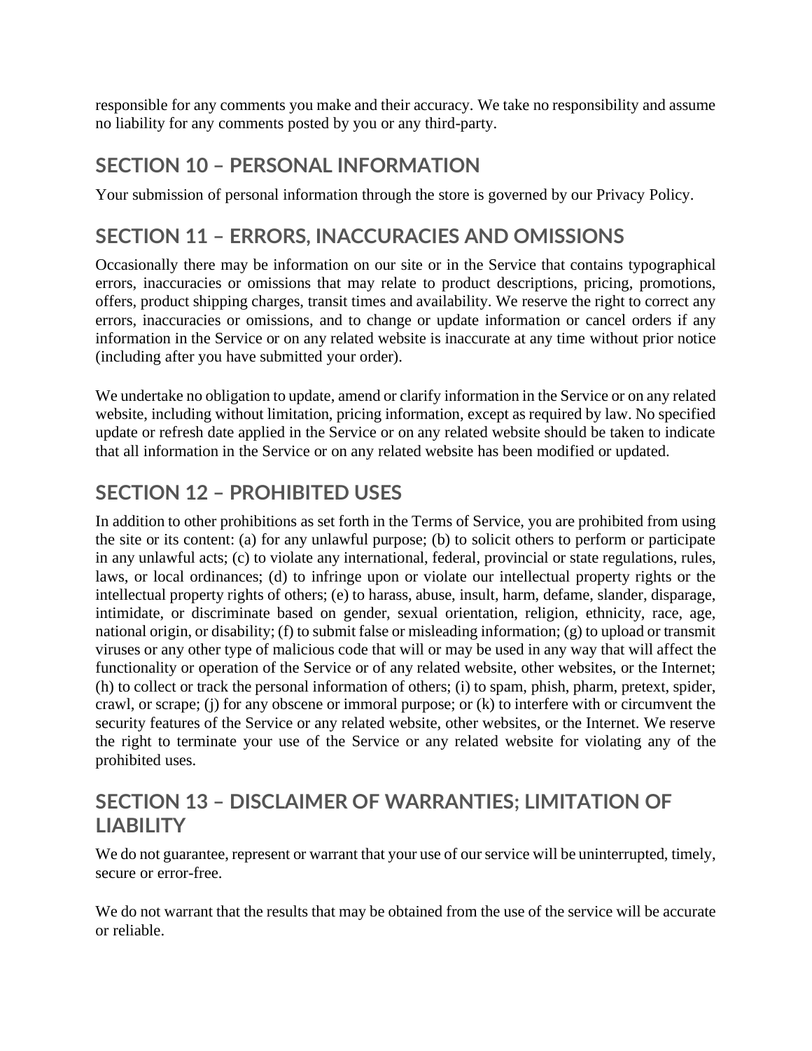responsible for any comments you make and their accuracy. We take no responsibility and assume no liability for any comments posted by you or any third-party.

## SECTION 10 – PERSONAL INFORMATION

Your submission of personal information through the store is governed by our Privacy Policy.

## SECTION 11 – ERRORS, INACCURACIES AND OMISSIONS

Occasionally there may be information on our site or in the Service that contains typographical errors, inaccuracies or omissions that may relate to product descriptions, pricing, promotions, offers, product shipping charges, transit times and availability. We reserve the right to correct any errors, inaccuracies or omissions, and to change or update information or cancel orders if any information in the Service or on any related website is inaccurate at any time without prior notice (including after you have submitted your order).

We undertake no obligation to update, amend or clarify information in the Service or on any related website, including without limitation, pricing information, except as required by law. No specified update or refresh date applied in the Service or on any related website should be taken to indicate that all information in the Service or on any related website has been modified or updated.

## SECTION 12 – PROHIBITED USES

In addition to other prohibitions as set forth in the Terms of Service, you are prohibited from using the site or its content: (a) for any unlawful purpose; (b) to solicit others to perform or participate in any unlawful acts; (c) to violate any international, federal, provincial or state regulations, rules, laws, or local ordinances; (d) to infringe upon or violate our intellectual property rights or the intellectual property rights of others; (e) to harass, abuse, insult, harm, defame, slander, disparage, intimidate, or discriminate based on gender, sexual orientation, religion, ethnicity, race, age, national origin, or disability; (f) to submit false or misleading information; (g) to upload or transmit viruses or any other type of malicious code that will or may be used in any way that will affect the functionality or operation of the Service or of any related website, other websites, or the Internet; (h) to collect or track the personal information of others; (i) to spam, phish, pharm, pretext, spider, crawl, or scrape; (j) for any obscene or immoral purpose; or (k) to interfere with or circumvent the security features of the Service or any related website, other websites, or the Internet. We reserve the right to terminate your use of the Service or any related website for violating any of the prohibited uses.

## SECTION 13 – DISCLAIMER OF WARRANTIES; LIMITATION OF LIABILITY

We do not guarantee, represent or warrant that your use of our service will be uninterrupted, timely, secure or error-free.

We do not warrant that the results that may be obtained from the use of the service will be accurate or reliable.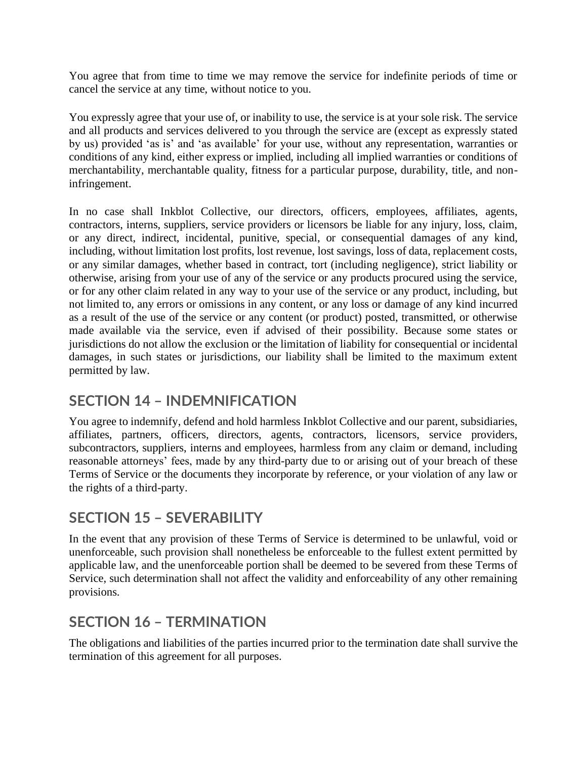You agree that from time to time we may remove the service for indefinite periods of time or cancel the service at any time, without notice to you.

You expressly agree that your use of, or inability to use, the service is at your sole risk. The service and all products and services delivered to you through the service are (except as expressly stated by us) provided ‘as is’ and ‘as available’ for your use, without any representation, warranties or conditions of any kind, either express or implied, including all implied warranties or conditions of merchantability, merchantable quality, fitness for a particular purpose, durability, title, and non-infringement.

In no case shall Inkblot Collective, our directors, officers, employees, affiliates, agents, contractors, interns, suppliers, service providers or licensors be liable for any injury, loss, claim, or any direct, indirect, incidental, punitive, special, or consequential damages of any kind, including, without limitation lost profits, lost revenue, lost savings, loss of data, replacement costs, or any similar damages, whether based in contract, tort (including negligence), strict liability or otherwise, arising from your use of any of the service or any products procured using the service, or for any other claim related in any way to your use of the service or any product, including, but not limited to, any errors or omissions in any content, or any loss or damage of any kind incurred as a result of the use of the service or any content (or product) posted, transmitted, or otherwise made available via the service, even if advised of their possibility. Because some states or jurisdictions do not allow the exclusion or the limitation of liability for consequential or incidental damages, in such states or jurisdictions, our liability shall be limited to the maximum extent permitted by law.

## SECTION 14 – INDEMNIFICATION

You agree to indemnify, defend and hold harmless Inkblot Collective and our parent, subsidiaries, affiliates, partners, officers, directors, agents, contractors, licensors, service providers, subcontractors, suppliers, interns and employees, harmless from any claim or demand, including reasonable attorneys’ fees, made by any third-party due to or arising out of your breach of these Terms of Service or the documents they incorporate by reference, or your violation of any law or the rights of a third-party.

## SECTION 15 – SEVERABILITY

In the event that any provision of these Terms of Service is determined to be unlawful, void or unenforceable, such provision shall nonetheless be enforceable to the fullest extent permitted by applicable law, and the unenforceable portion shall be deemed to be severed from these Terms of Service, such determination shall not affect the validity and enforceability of any other remaining provisions.

## SECTION 16 – TERMINATION

The obligations and liabilities of the parties incurred prior to the termination date shall survive the termination of this agreement for all purposes.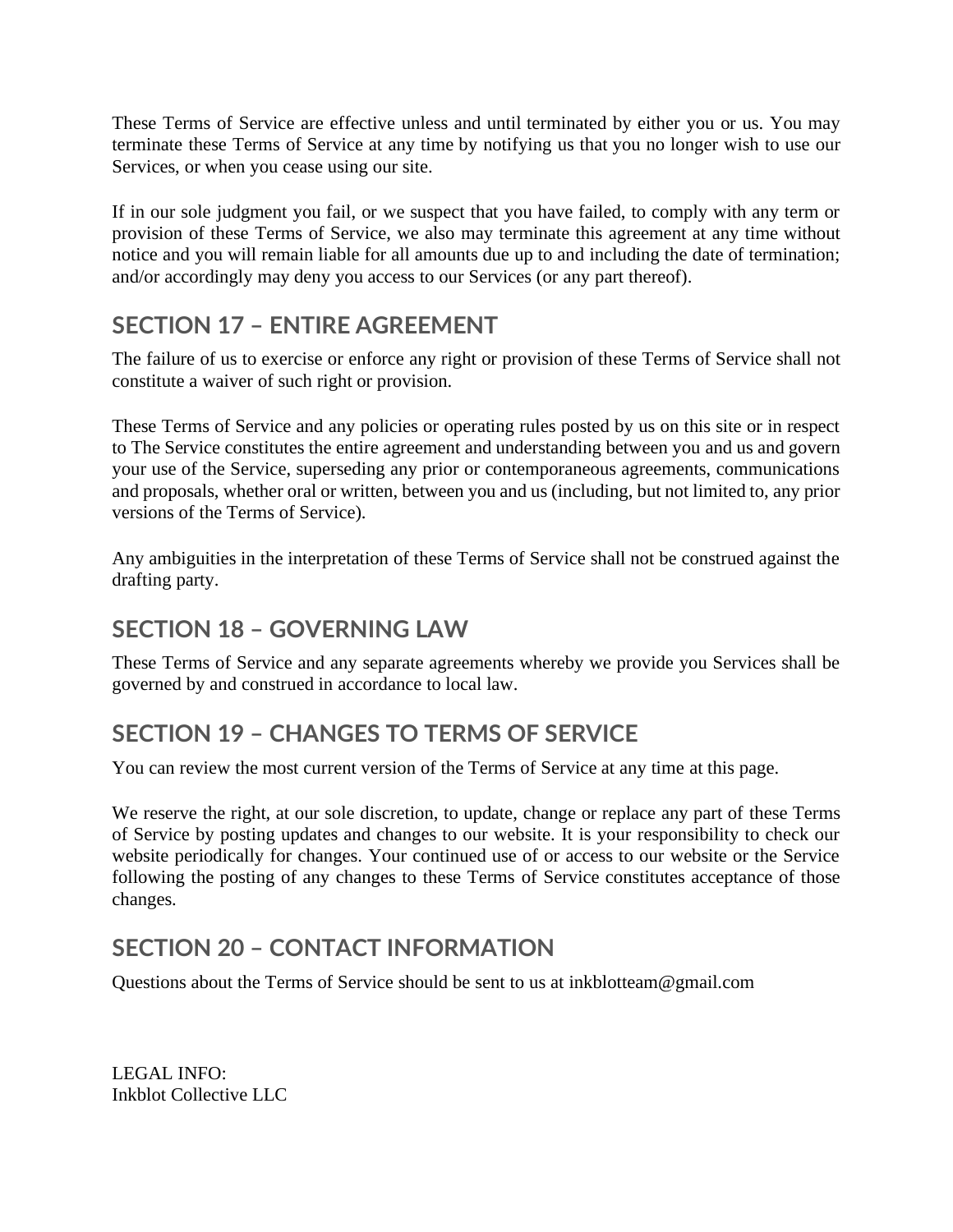These Terms of Service are effective unless and until terminated by either you or us. You may terminate these Terms of Service at any time by notifying us that you no longer wish to use our Services, or when you cease using our site.

If in our sole judgment you fail, or we suspect that you have failed, to comply with any term or provision of these Terms of Service, we also may terminate this agreement at any time without notice and you will remain liable for all amounts due up to and including the date of termination; and/or accordingly may deny you access to our Services (or any part thereof).

## SECTION 17 – ENTIRE AGREEMENT

The failure of us to exercise or enforce any right or provision of these Terms of Service shall not constitute a waiver of such right or provision.

These Terms of Service and any policies or operating rules posted by us on this site or in respect to The Service constitutes the entire agreement and understanding between you and us and govern your use of the Service, superseding any prior or contemporaneous agreements, communications and proposals, whether oral or written, between you and us (including, but not limited to, any prior versions of the Terms of Service).

Any ambiguities in the interpretation of these Terms of Service shall not be construed against the drafting party.

## SECTION 18 – GOVERNING LAW

These Terms of Service and any separate agreements whereby we provide you Services shall be governed by and construed in accordance to local law.

## SECTION 19 – CHANGES TO TERMS OF SERVICE

You can review the most current version of the Terms of Service at any time at this page.

We reserve the right, at our sole discretion, to update, change or replace any part of these Terms of Service by posting updates and changes to our website. It is your responsibility to check our website periodically for changes. Your continued use of or access to our website or the Service following the posting of any changes to these Terms of Service constitutes acceptance of those changes.

## SECTION 20 – CONTACT INFORMATION

Questions about the Terms of Service should be sent to us at inkblotteam@gmail.com

LEGAL INFO:
Inkblot Collective LLC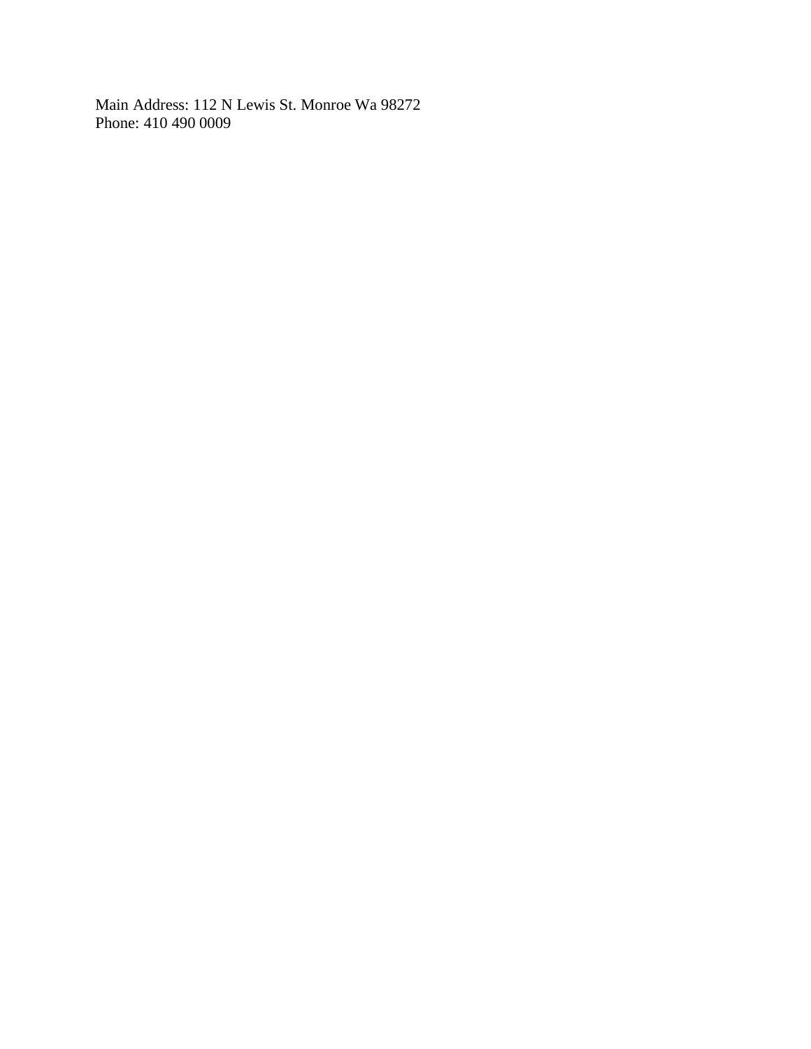Main Address: 112 N Lewis St. Monroe Wa 98272
Phone: 410 490 0009